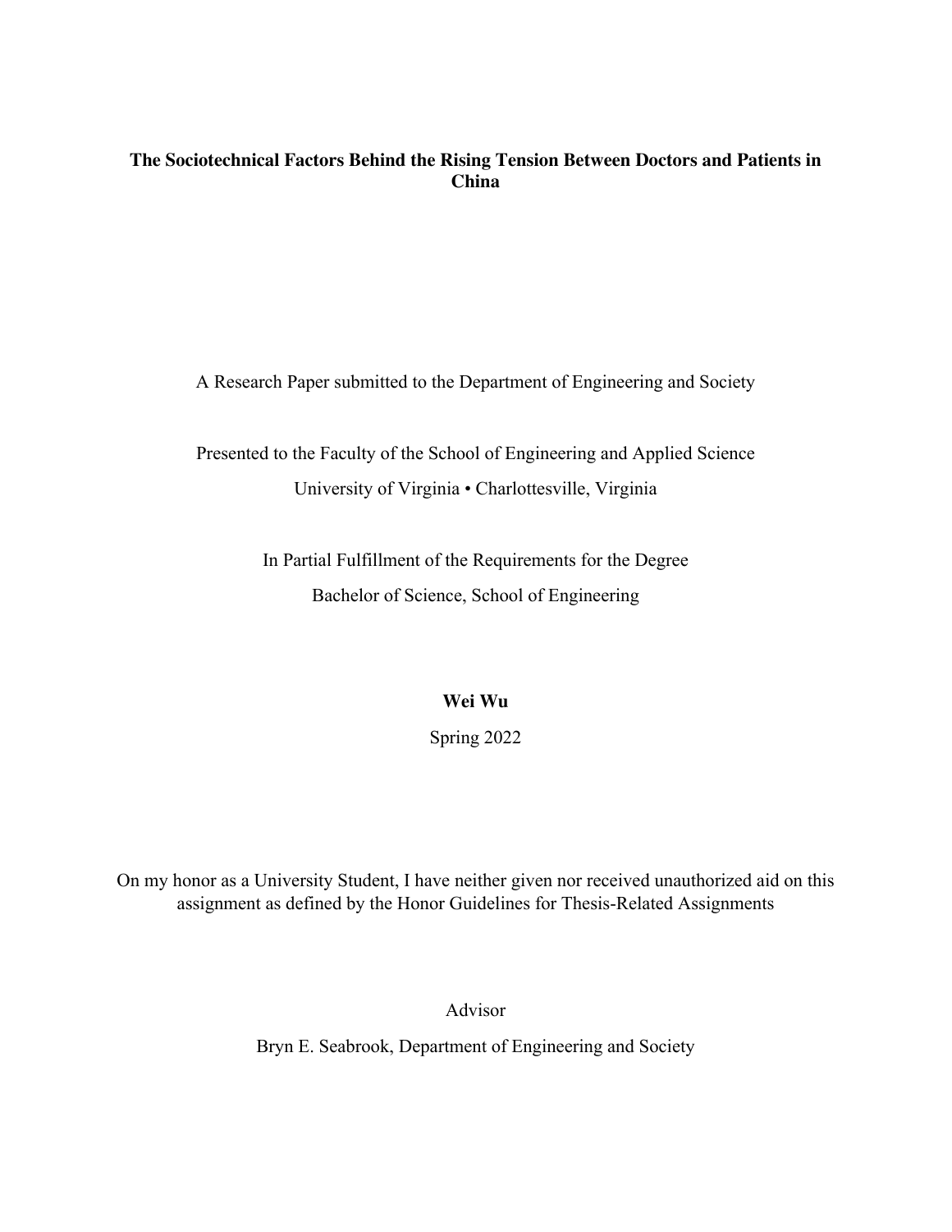# The Sociotechnical Factors Behind the Rising Tension Between Doctors and Patients in China

A Research Paper submitted to the Department of Engineering and Society

Presented to the Faculty of the School of Engineering and Applied Science
University of Virginia • Charlottesville, Virginia

In Partial Fulfillment of the Requirements for the Degree
Bachelor of Science, School of Engineering

**Wei Wu**

Spring 2022

On my honor as a University Student, I have neither given nor received unauthorized aid on this assignment as defined by the Honor Guidelines for Thesis-Related Assignments

Advisor

Bryn E. Seabrook, Department of Engineering and Society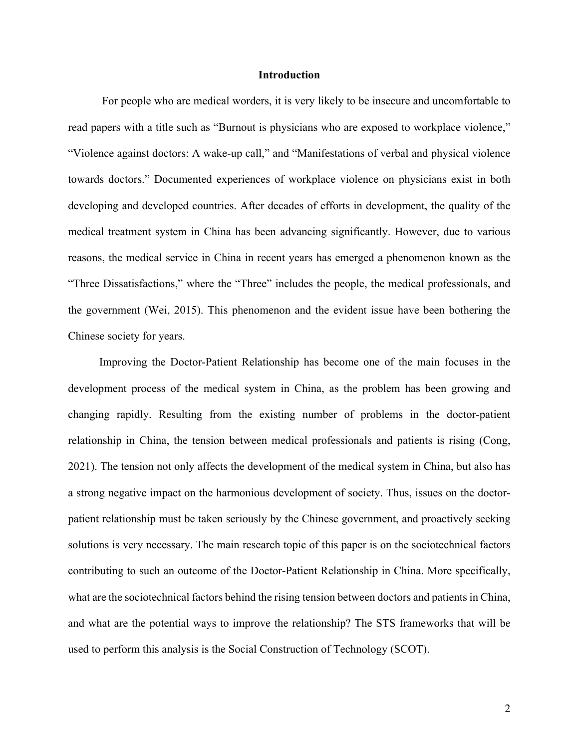# Introduction

For people who are medical worders, it is very likely to be insecure and uncomfortable to read papers with a title such as "Burnout is physicians who are exposed to workplace violence," "Violence against doctors: A wake-up call," and "Manifestations of verbal and physical violence towards doctors." Documented experiences of workplace violence on physicians exist in both developing and developed countries. After decades of efforts in development, the quality of the medical treatment system in China has been advancing significantly. However, due to various reasons, the medical service in China in recent years has emerged a phenomenon known as the "Three Dissatisfactions," where the "Three" includes the people, the medical professionals, and the government (Wei, 2015). This phenomenon and the evident issue have been bothering the Chinese society for years.

Improving the Doctor-Patient Relationship has become one of the main focuses in the development process of the medical system in China, as the problem has been growing and changing rapidly. Resulting from the existing number of problems in the doctor-patient relationship in China, the tension between medical professionals and patients is rising (Cong, 2021). The tension not only affects the development of the medical system in China, but also has a strong negative impact on the harmonious development of society. Thus, issues on the doctor-patient relationship must be taken seriously by the Chinese government, and proactively seeking solutions is very necessary. The main research topic of this paper is on the sociotechnical factors contributing to such an outcome of the Doctor-Patient Relationship in China. More specifically, what are the sociotechnical factors behind the rising tension between doctors and patients in China, and what are the potential ways to improve the relationship? The STS frameworks that will be used to perform this analysis is the Social Construction of Technology (SCOT).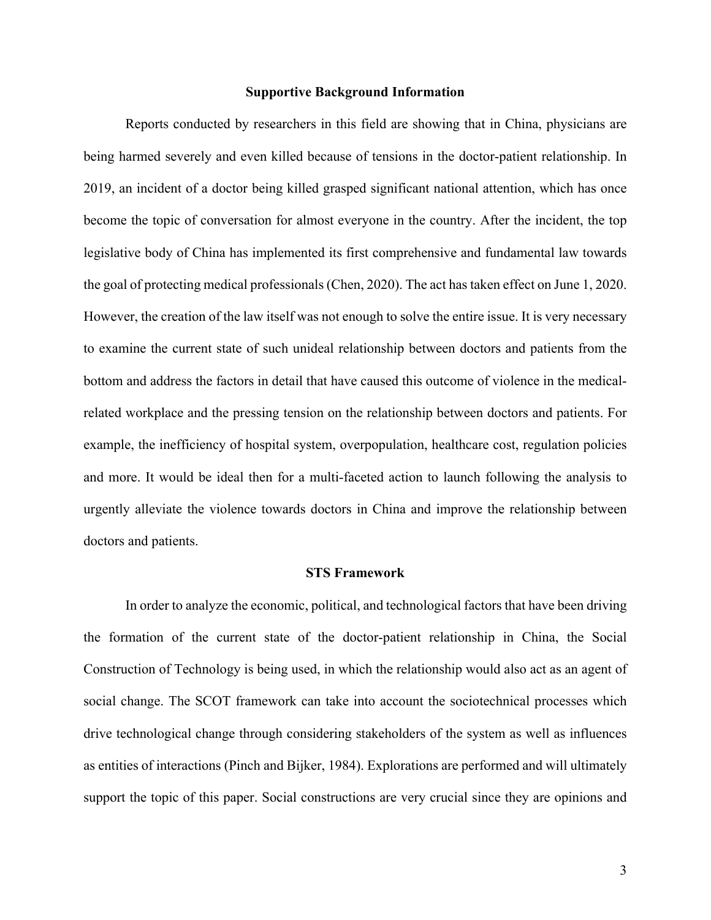## Supportive Background Information

Reports conducted by researchers in this field are showing that in China, physicians are being harmed severely and even killed because of tensions in the doctor-patient relationship. In 2019, an incident of a doctor being killed grasped significant national attention, which has once become the topic of conversation for almost everyone in the country. After the incident, the top legislative body of China has implemented its first comprehensive and fundamental law towards the goal of protecting medical professionals (Chen, 2020). The act has taken effect on June 1, 2020. However, the creation of the law itself was not enough to solve the entire issue. It is very necessary to examine the current state of such unideal relationship between doctors and patients from the bottom and address the factors in detail that have caused this outcome of violence in the medical-related workplace and the pressing tension on the relationship between doctors and patients. For example, the inefficiency of hospital system, overpopulation, healthcare cost, regulation policies and more. It would be ideal then for a multi-faceted action to launch following the analysis to urgently alleviate the violence towards doctors in China and improve the relationship between doctors and patients.

## STS Framework

In order to analyze the economic, political, and technological factors that have been driving the formation of the current state of the doctor-patient relationship in China, the Social Construction of Technology is being used, in which the relationship would also act as an agent of social change. The SCOT framework can take into account the sociotechnical processes which drive technological change through considering stakeholders of the system as well as influences as entities of interactions (Pinch and Bijker, 1984). Explorations are performed and will ultimately support the topic of this paper. Social constructions are very crucial since they are opinions and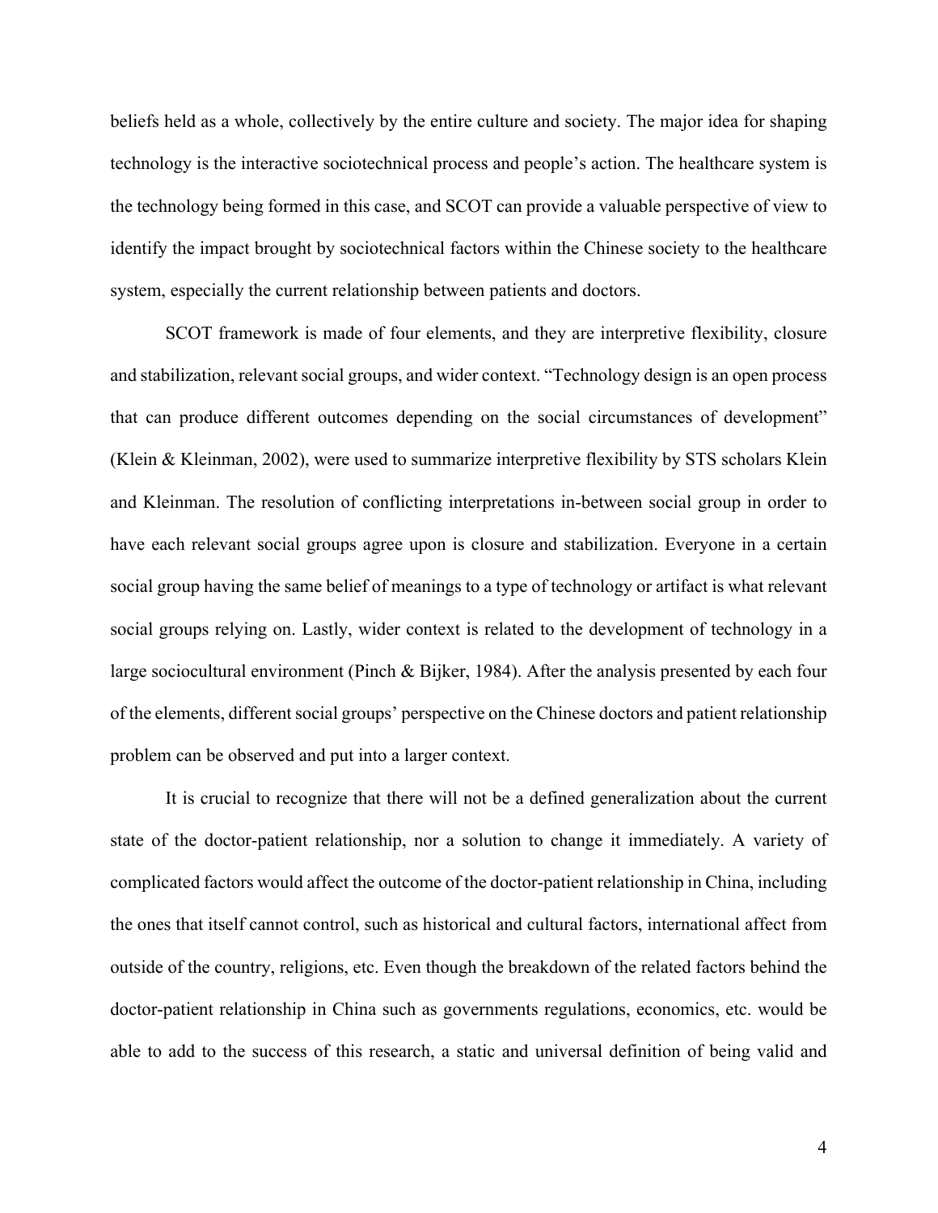beliefs held as a whole, collectively by the entire culture and society. The major idea for shaping technology is the interactive sociotechnical process and people's action. The healthcare system is the technology being formed in this case, and SCOT can provide a valuable perspective of view to identify the impact brought by sociotechnical factors within the Chinese society to the healthcare system, especially the current relationship between patients and doctors.

SCOT framework is made of four elements, and they are interpretive flexibility, closure and stabilization, relevant social groups, and wider context. "Technology design is an open process that can produce different outcomes depending on the social circumstances of development" (Klein & Kleinman, 2002), were used to summarize interpretive flexibility by STS scholars Klein and Kleinman. The resolution of conflicting interpretations in-between social group in order to have each relevant social groups agree upon is closure and stabilization. Everyone in a certain social group having the same belief of meanings to a type of technology or artifact is what relevant social groups relying on. Lastly, wider context is related to the development of technology in a large sociocultural environment (Pinch & Bijker, 1984). After the analysis presented by each four of the elements, different social groups' perspective on the Chinese doctors and patient relationship problem can be observed and put into a larger context.

It is crucial to recognize that there will not be a defined generalization about the current state of the doctor-patient relationship, nor a solution to change it immediately. A variety of complicated factors would affect the outcome of the doctor-patient relationship in China, including the ones that itself cannot control, such as historical and cultural factors, international affect from outside of the country, religions, etc. Even though the breakdown of the related factors behind the doctor-patient relationship in China such as governments regulations, economics, etc. would be able to add to the success of this research, a static and universal definition of being valid and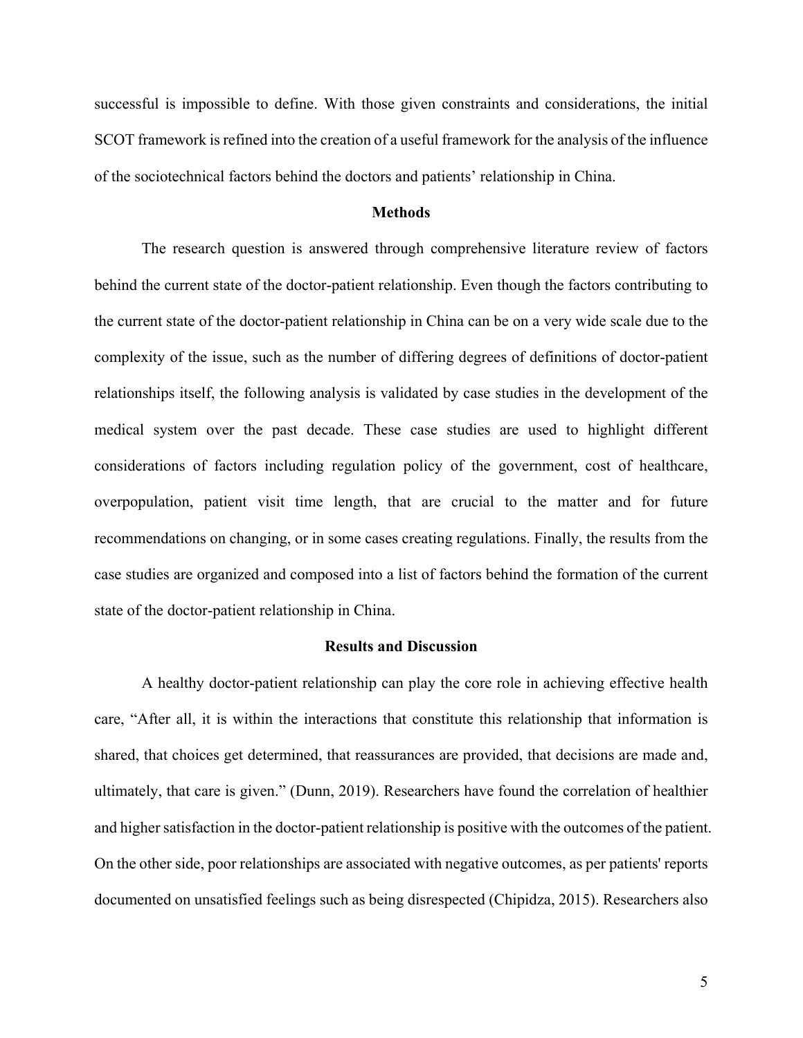successful is impossible to define. With those given constraints and considerations, the initial SCOT framework is refined into the creation of a useful framework for the analysis of the influence of the sociotechnical factors behind the doctors and patients' relationship in China.

## Methods

The research question is answered through comprehensive literature review of factors behind the current state of the doctor-patient relationship. Even though the factors contributing to the current state of the doctor-patient relationship in China can be on a very wide scale due to the complexity of the issue, such as the number of differing degrees of definitions of doctor-patient relationships itself, the following analysis is validated by case studies in the development of the medical system over the past decade. These case studies are used to highlight different considerations of factors including regulation policy of the government, cost of healthcare, overpopulation, patient visit time length, that are crucial to the matter and for future recommendations on changing, or in some cases creating regulations. Finally, the results from the case studies are organized and composed into a list of factors behind the formation of the current state of the doctor-patient relationship in China.

## Results and Discussion

A healthy doctor-patient relationship can play the core role in achieving effective health care, "After all, it is within the interactions that constitute this relationship that information is shared, that choices get determined, that reassurances are provided, that decisions are made and, ultimately, that care is given." (Dunn, 2019). Researchers have found the correlation of healthier and higher satisfaction in the doctor-patient relationship is positive with the outcomes of the patient. On the other side, poor relationships are associated with negative outcomes, as per patients' reports documented on unsatisfied feelings such as being disrespected (Chipidza, 2015). Researchers also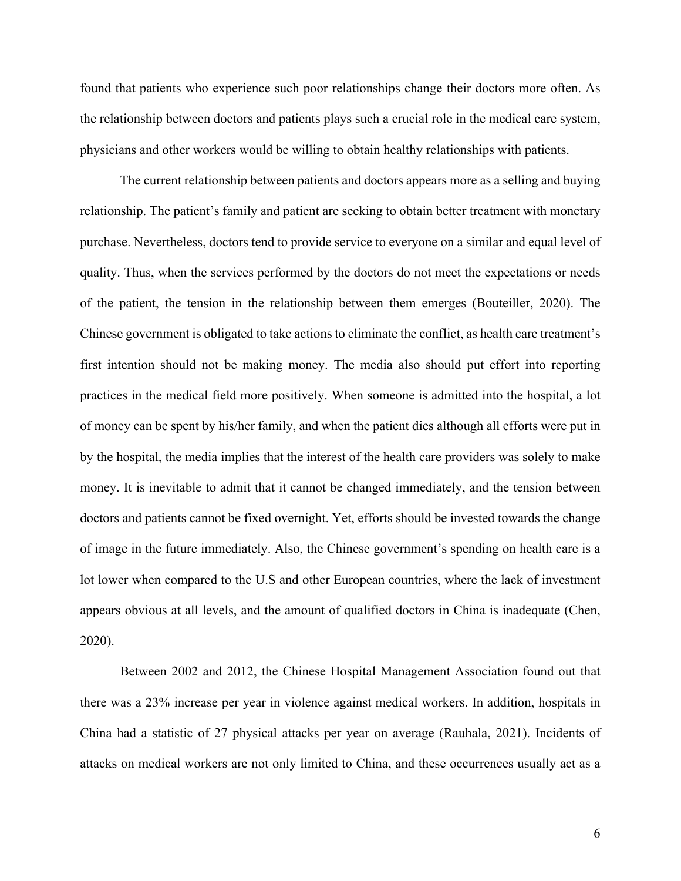found that patients who experience such poor relationships change their doctors more often. As the relationship between doctors and patients plays such a crucial role in the medical care system, physicians and other workers would be willing to obtain healthy relationships with patients.

The current relationship between patients and doctors appears more as a selling and buying relationship. The patient's family and patient are seeking to obtain better treatment with monetary purchase. Nevertheless, doctors tend to provide service to everyone on a similar and equal level of quality. Thus, when the services performed by the doctors do not meet the expectations or needs of the patient, the tension in the relationship between them emerges (Bouteiller, 2020). The Chinese government is obligated to take actions to eliminate the conflict, as health care treatment's first intention should not be making money. The media also should put effort into reporting practices in the medical field more positively. When someone is admitted into the hospital, a lot of money can be spent by his/her family, and when the patient dies although all efforts were put in by the hospital, the media implies that the interest of the health care providers was solely to make money. It is inevitable to admit that it cannot be changed immediately, and the tension between doctors and patients cannot be fixed overnight. Yet, efforts should be invested towards the change of image in the future immediately. Also, the Chinese government's spending on health care is a lot lower when compared to the U.S and other European countries, where the lack of investment appears obvious at all levels, and the amount of qualified doctors in China is inadequate (Chen, 2020).

Between 2002 and 2012, the Chinese Hospital Management Association found out that there was a 23% increase per year in violence against medical workers. In addition, hospitals in China had a statistic of 27 physical attacks per year on average (Rauhala, 2021). Incidents of attacks on medical workers are not only limited to China, and these occurrences usually act as a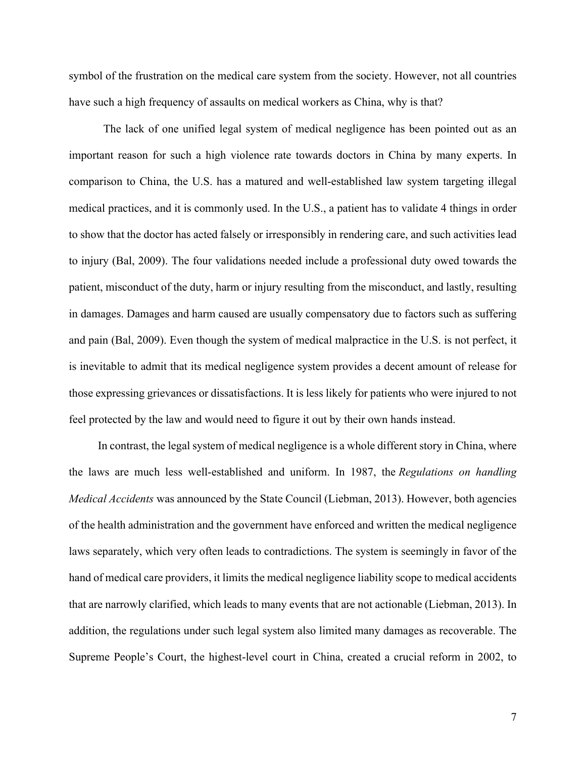symbol of the frustration on the medical care system from the society. However, not all countries have such a high frequency of assaults on medical workers as China, why is that?

The lack of one unified legal system of medical negligence has been pointed out as an important reason for such a high violence rate towards doctors in China by many experts. In comparison to China, the U.S. has a matured and well-established law system targeting illegal medical practices, and it is commonly used. In the U.S., a patient has to validate 4 things in order to show that the doctor has acted falsely or irresponsibly in rendering care, and such activities lead to injury (Bal, 2009). The four validations needed include a professional duty owed towards the patient, misconduct of the duty, harm or injury resulting from the misconduct, and lastly, resulting in damages. Damages and harm caused are usually compensatory due to factors such as suffering and pain (Bal, 2009). Even though the system of medical malpractice in the U.S. is not perfect, it is inevitable to admit that its medical negligence system provides a decent amount of release for those expressing grievances or dissatisfactions. It is less likely for patients who were injured to not feel protected by the law and would need to figure it out by their own hands instead.

In contrast, the legal system of medical negligence is a whole different story in China, where the laws are much less well-established and uniform. In 1987, the *Regulations on handling Medical Accidents* was announced by the State Council (Liebman, 2013). However, both agencies of the health administration and the government have enforced and written the medical negligence laws separately, which very often leads to contradictions. The system is seemingly in favor of the hand of medical care providers, it limits the medical negligence liability scope to medical accidents that are narrowly clarified, which leads to many events that are not actionable (Liebman, 2013). In addition, the regulations under such legal system also limited many damages as recoverable. The Supreme People's Court, the highest-level court in China, created a crucial reform in 2002, to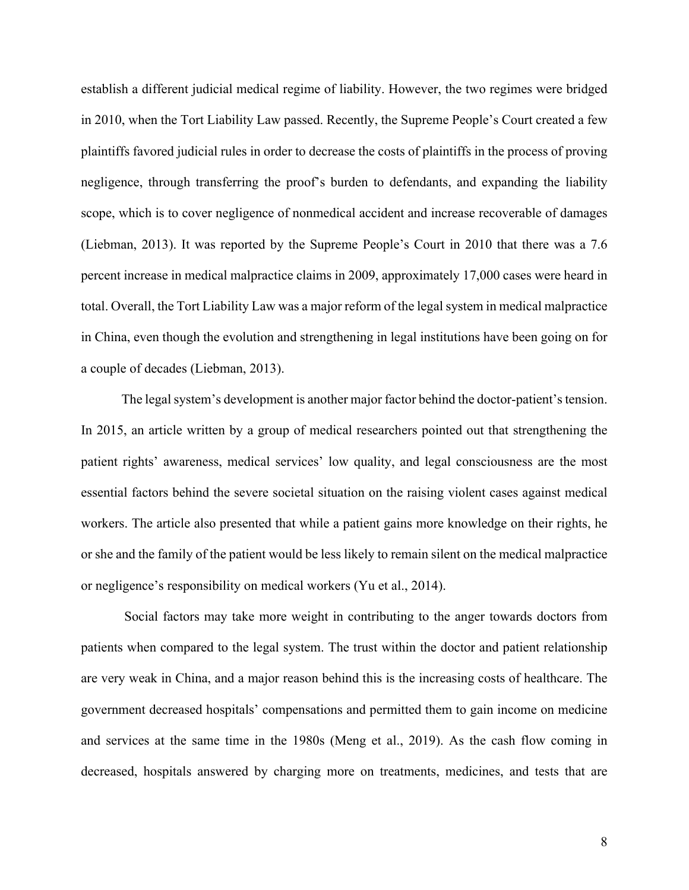establish a different judicial medical regime of liability. However, the two regimes were bridged in 2010, when the Tort Liability Law passed. Recently, the Supreme People's Court created a few plaintiffs favored judicial rules in order to decrease the costs of plaintiffs in the process of proving negligence, through transferring the proof's burden to defendants, and expanding the liability scope, which is to cover negligence of nonmedical accident and increase recoverable of damages (Liebman, 2013). It was reported by the Supreme People's Court in 2010 that there was a 7.6 percent increase in medical malpractice claims in 2009, approximately 17,000 cases were heard in total. Overall, the Tort Liability Law was a major reform of the legal system in medical malpractice in China, even though the evolution and strengthening in legal institutions have been going on for a couple of decades (Liebman, 2013).

The legal system's development is another major factor behind the doctor-patient's tension. In 2015, an article written by a group of medical researchers pointed out that strengthening the patient rights' awareness, medical services' low quality, and legal consciousness are the most essential factors behind the severe societal situation on the raising violent cases against medical workers. The article also presented that while a patient gains more knowledge on their rights, he or she and the family of the patient would be less likely to remain silent on the medical malpractice or negligence's responsibility on medical workers (Yu et al., 2014).

Social factors may take more weight in contributing to the anger towards doctors from patients when compared to the legal system. The trust within the doctor and patient relationship are very weak in China, and a major reason behind this is the increasing costs of healthcare. The government decreased hospitals' compensations and permitted them to gain income on medicine and services at the same time in the 1980s (Meng et al., 2019). As the cash flow coming in decreased, hospitals answered by charging more on treatments, medicines, and tests that are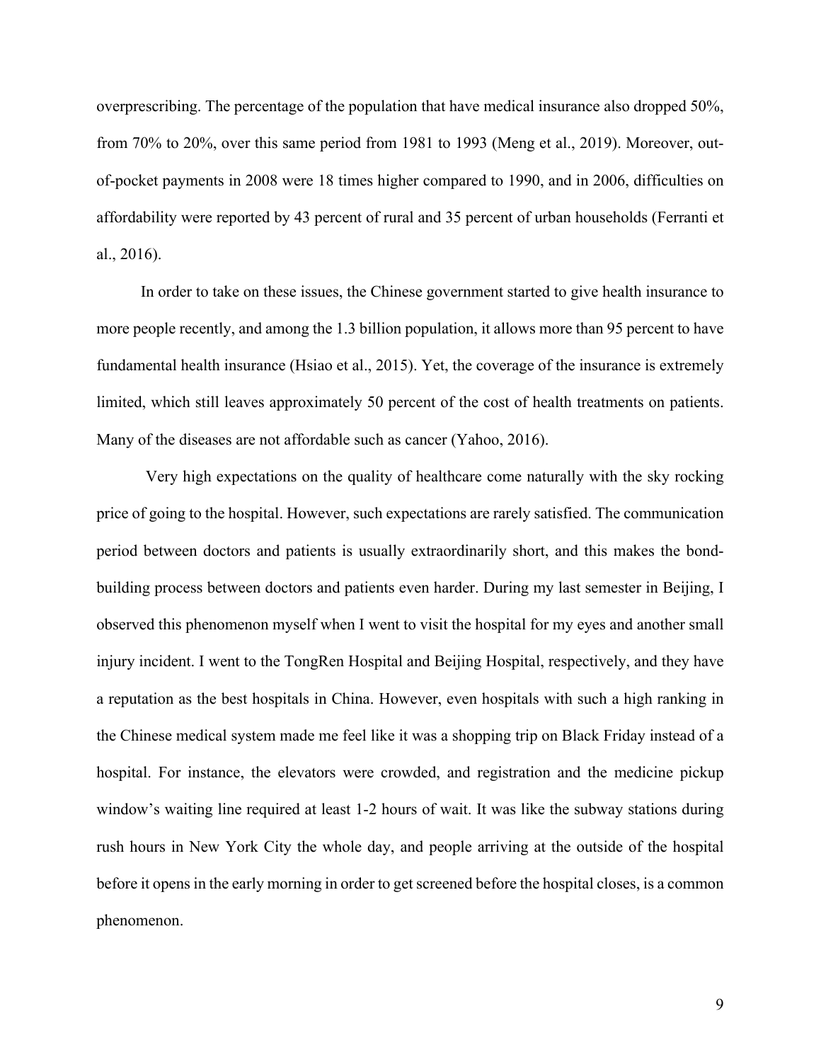overprescribing. The percentage of the population that have medical insurance also dropped 50%, from 70% to 20%, over this same period from 1981 to 1993 (Meng et al., 2019). Moreover, out-of-pocket payments in 2008 were 18 times higher compared to 1990, and in 2006, difficulties on affordability were reported by 43 percent of rural and 35 percent of urban households (Ferranti et al., 2016).

In order to take on these issues, the Chinese government started to give health insurance to more people recently, and among the 1.3 billion population, it allows more than 95 percent to have fundamental health insurance (Hsiao et al., 2015). Yet, the coverage of the insurance is extremely limited, which still leaves approximately 50 percent of the cost of health treatments on patients. Many of the diseases are not affordable such as cancer (Yahoo, 2016).

Very high expectations on the quality of healthcare come naturally with the sky rocking price of going to the hospital. However, such expectations are rarely satisfied. The communication period between doctors and patients is usually extraordinarily short, and this makes the bond-building process between doctors and patients even harder. During my last semester in Beijing, I observed this phenomenon myself when I went to visit the hospital for my eyes and another small injury incident. I went to the TongRen Hospital and Beijing Hospital, respectively, and they have a reputation as the best hospitals in China. However, even hospitals with such a high ranking in the Chinese medical system made me feel like it was a shopping trip on Black Friday instead of a hospital. For instance, the elevators were crowded, and registration and the medicine pickup window's waiting line required at least 1-2 hours of wait. It was like the subway stations during rush hours in New York City the whole day, and people arriving at the outside of the hospital before it opens in the early morning in order to get screened before the hospital closes, is a common phenomenon.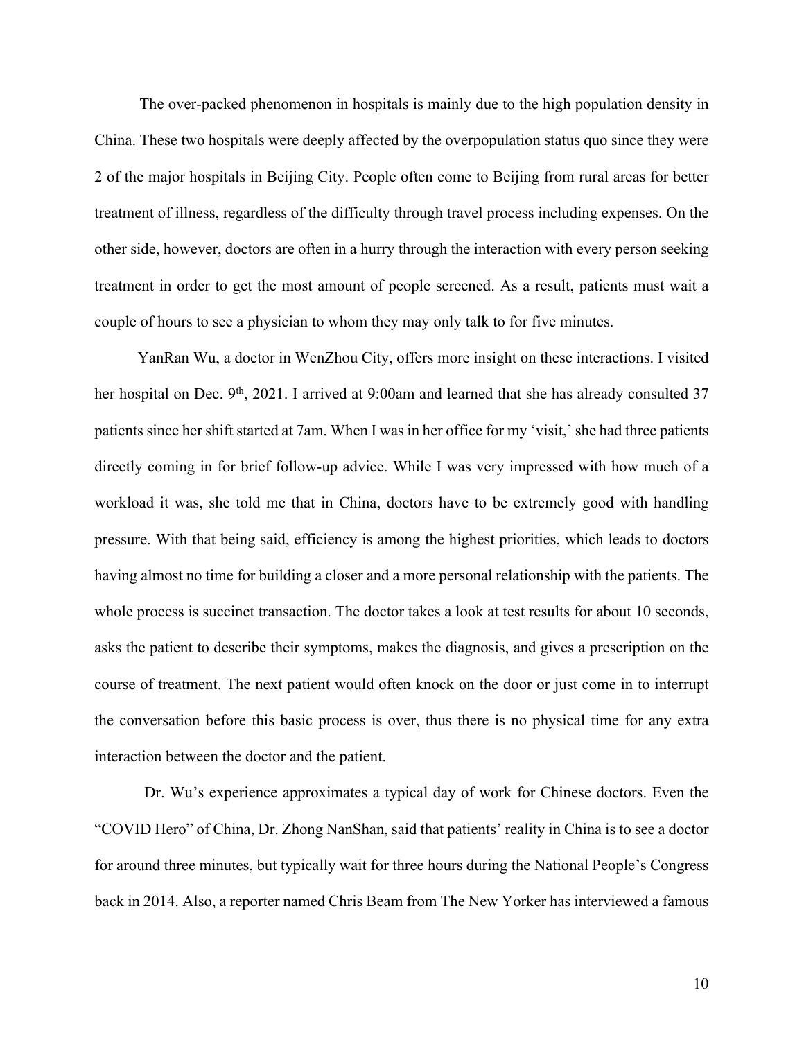The over-packed phenomenon in hospitals is mainly due to the high population density in China. These two hospitals were deeply affected by the overpopulation status quo since they were 2 of the major hospitals in Beijing City. People often come to Beijing from rural areas for better treatment of illness, regardless of the difficulty through travel process including expenses. On the other side, however, doctors are often in a hurry through the interaction with every person seeking treatment in order to get the most amount of people screened. As a result, patients must wait a couple of hours to see a physician to whom they may only talk to for five minutes.

YanRan Wu, a doctor in WenZhou City, offers more insight on these interactions. I visited her hospital on Dec. 9th, 2021. I arrived at 9:00am and learned that she has already consulted 37 patients since her shift started at 7am. When I was in her office for my 'visit,' she had three patients directly coming in for brief follow-up advice. While I was very impressed with how much of a workload it was, she told me that in China, doctors have to be extremely good with handling pressure. With that being said, efficiency is among the highest priorities, which leads to doctors having almost no time for building a closer and a more personal relationship with the patients. The whole process is succinct transaction. The doctor takes a look at test results for about 10 seconds, asks the patient to describe their symptoms, makes the diagnosis, and gives a prescription on the course of treatment. The next patient would often knock on the door or just come in to interrupt the conversation before this basic process is over, thus there is no physical time for any extra interaction between the doctor and the patient.

Dr. Wu's experience approximates a typical day of work for Chinese doctors. Even the "COVID Hero" of China, Dr. Zhong NanShan, said that patients' reality in China is to see a doctor for around three minutes, but typically wait for three hours during the National People's Congress back in 2014. Also, a reporter named Chris Beam from The New Yorker has interviewed a famous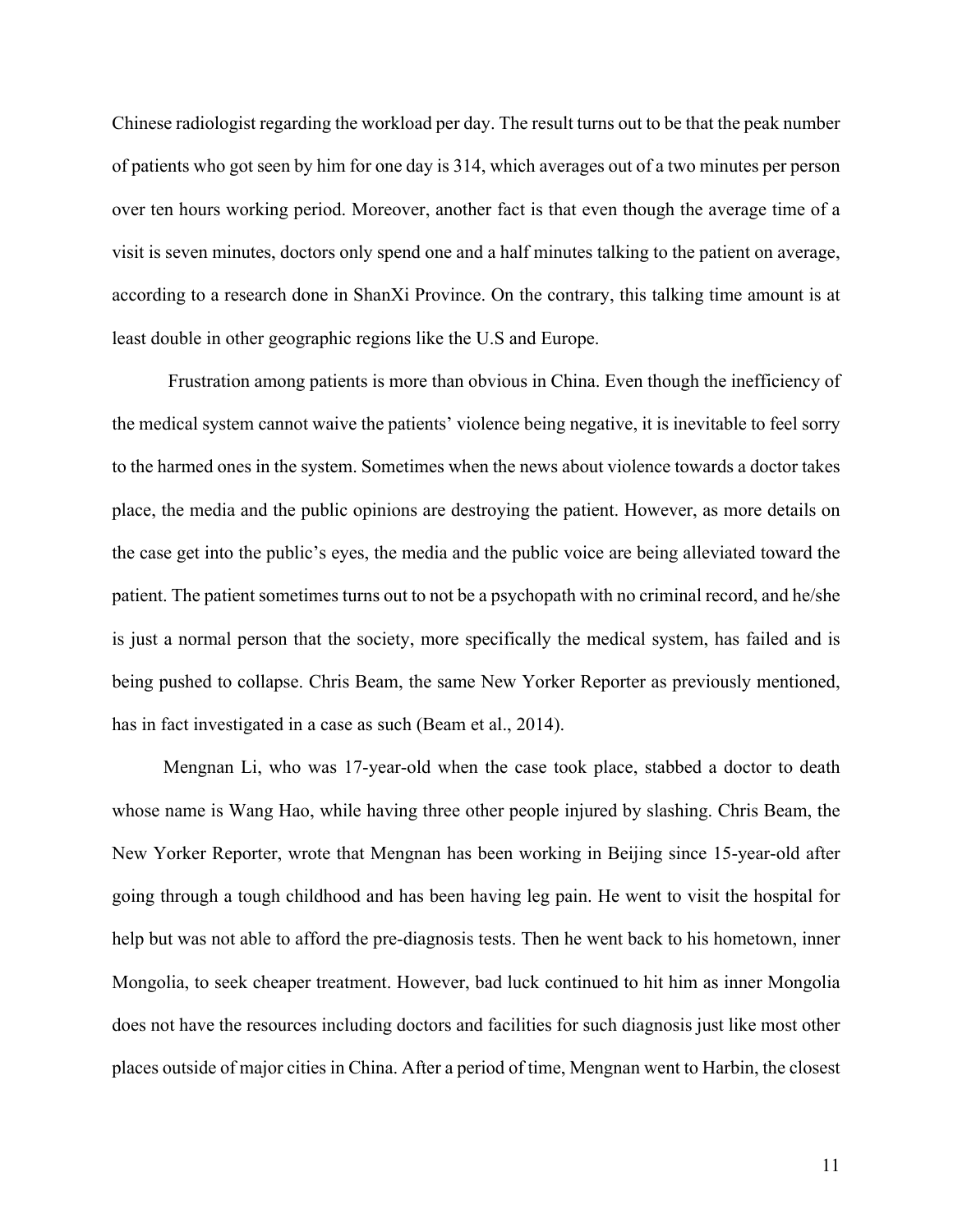Chinese radiologist regarding the workload per day. The result turns out to be that the peak number of patients who got seen by him for one day is 314, which averages out of a two minutes per person over ten hours working period. Moreover, another fact is that even though the average time of a visit is seven minutes, doctors only spend one and a half minutes talking to the patient on average, according to a research done in ShanXi Province. On the contrary, this talking time amount is at least double in other geographic regions like the U.S and Europe.

Frustration among patients is more than obvious in China. Even though the inefficiency of the medical system cannot waive the patients' violence being negative, it is inevitable to feel sorry to the harmed ones in the system. Sometimes when the news about violence towards a doctor takes place, the media and the public opinions are destroying the patient. However, as more details on the case get into the public's eyes, the media and the public voice are being alleviated toward the patient. The patient sometimes turns out to not be a psychopath with no criminal record, and he/she is just a normal person that the society, more specifically the medical system, has failed and is being pushed to collapse. Chris Beam, the same New Yorker Reporter as previously mentioned, has in fact investigated in a case as such (Beam et al., 2014).

Mengnan Li, who was 17-year-old when the case took place, stabbed a doctor to death whose name is Wang Hao, while having three other people injured by slashing. Chris Beam, the New Yorker Reporter, wrote that Mengnan has been working in Beijing since 15-year-old after going through a tough childhood and has been having leg pain. He went to visit the hospital for help but was not able to afford the pre-diagnosis tests. Then he went back to his hometown, inner Mongolia, to seek cheaper treatment. However, bad luck continued to hit him as inner Mongolia does not have the resources including doctors and facilities for such diagnosis just like most other places outside of major cities in China. After a period of time, Mengnan went to Harbin, the closest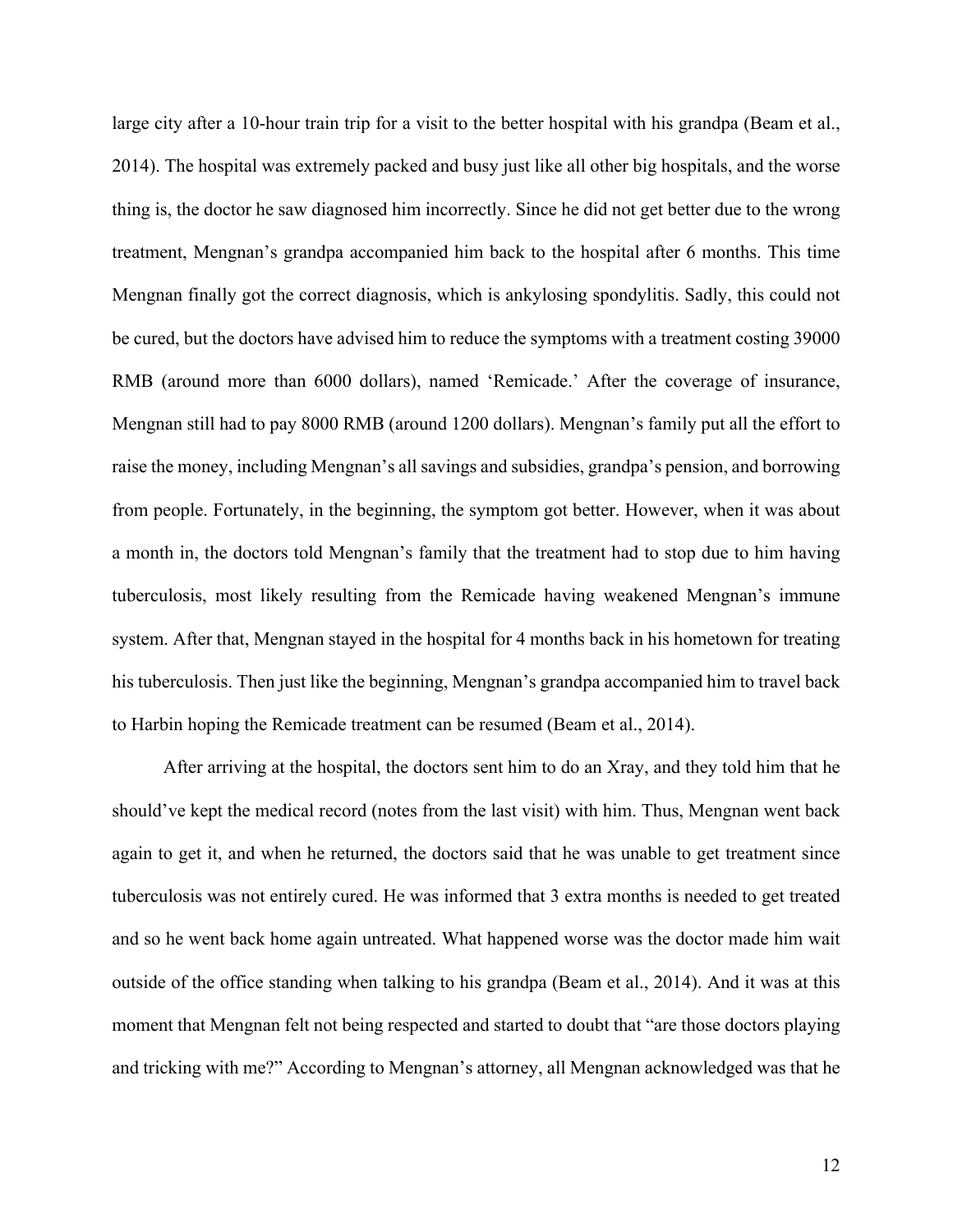large city after a 10-hour train trip for a visit to the better hospital with his grandpa (Beam et al., 2014). The hospital was extremely packed and busy just like all other big hospitals, and the worse thing is, the doctor he saw diagnosed him incorrectly. Since he did not get better due to the wrong treatment, Mengnan's grandpa accompanied him back to the hospital after 6 months. This time Mengnan finally got the correct diagnosis, which is ankylosing spondylitis. Sadly, this could not be cured, but the doctors have advised him to reduce the symptoms with a treatment costing 39000 RMB (around more than 6000 dollars), named 'Remicade.' After the coverage of insurance, Mengnan still had to pay 8000 RMB (around 1200 dollars). Mengnan's family put all the effort to raise the money, including Mengnan's all savings and subsidies, grandpa's pension, and borrowing from people. Fortunately, in the beginning, the symptom got better. However, when it was about a month in, the doctors told Mengnan's family that the treatment had to stop due to him having tuberculosis, most likely resulting from the Remicade having weakened Mengnan's immune system. After that, Mengnan stayed in the hospital for 4 months back in his hometown for treating his tuberculosis. Then just like the beginning, Mengnan's grandpa accompanied him to travel back to Harbin hoping the Remicade treatment can be resumed (Beam et al., 2014).

After arriving at the hospital, the doctors sent him to do an Xray, and they told him that he should've kept the medical record (notes from the last visit) with him. Thus, Mengnan went back again to get it, and when he returned, the doctors said that he was unable to get treatment since tuberculosis was not entirely cured. He was informed that 3 extra months is needed to get treated and so he went back home again untreated. What happened worse was the doctor made him wait outside of the office standing when talking to his grandpa (Beam et al., 2014). And it was at this moment that Mengnan felt not being respected and started to doubt that "are those doctors playing and tricking with me?" According to Mengnan's attorney, all Mengnan acknowledged was that he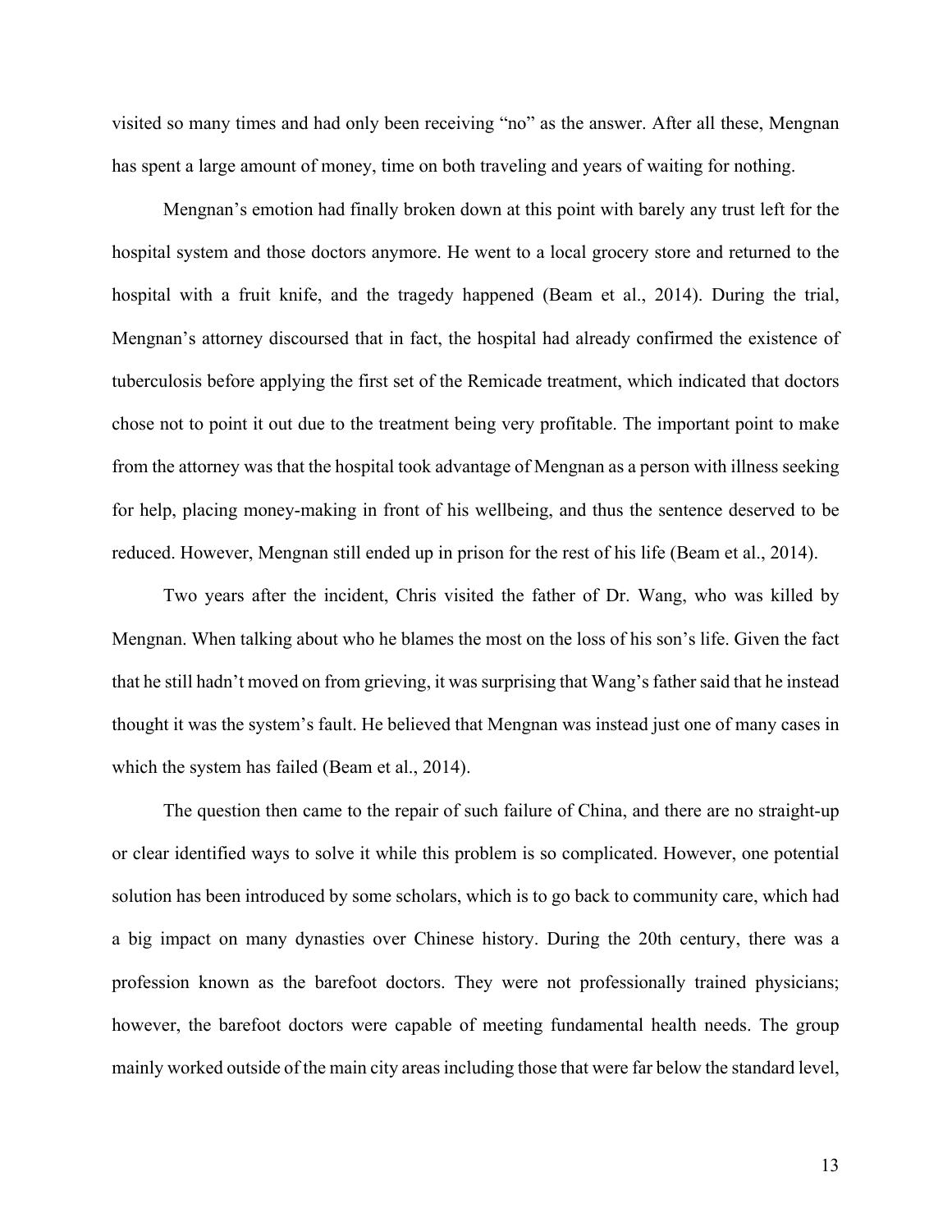visited so many times and had only been receiving "no" as the answer. After all these, Mengnan has spent a large amount of money, time on both traveling and years of waiting for nothing.

Mengnan's emotion had finally broken down at this point with barely any trust left for the hospital system and those doctors anymore. He went to a local grocery store and returned to the hospital with a fruit knife, and the tragedy happened (Beam et al., 2014). During the trial, Mengnan's attorney discoursed that in fact, the hospital had already confirmed the existence of tuberculosis before applying the first set of the Remicade treatment, which indicated that doctors chose not to point it out due to the treatment being very profitable. The important point to make from the attorney was that the hospital took advantage of Mengnan as a person with illness seeking for help, placing money-making in front of his wellbeing, and thus the sentence deserved to be reduced. However, Mengnan still ended up in prison for the rest of his life (Beam et al., 2014).

Two years after the incident, Chris visited the father of Dr. Wang, who was killed by Mengnan. When talking about who he blames the most on the loss of his son's life. Given the fact that he still hadn't moved on from grieving, it was surprising that Wang's father said that he instead thought it was the system's fault. He believed that Mengnan was instead just one of many cases in which the system has failed (Beam et al., 2014).

The question then came to the repair of such failure of China, and there are no straight-up or clear identified ways to solve it while this problem is so complicated. However, one potential solution has been introduced by some scholars, which is to go back to community care, which had a big impact on many dynasties over Chinese history. During the 20th century, there was a profession known as the barefoot doctors. They were not professionally trained physicians; however, the barefoot doctors were capable of meeting fundamental health needs. The group mainly worked outside of the main city areas including those that were far below the standard level,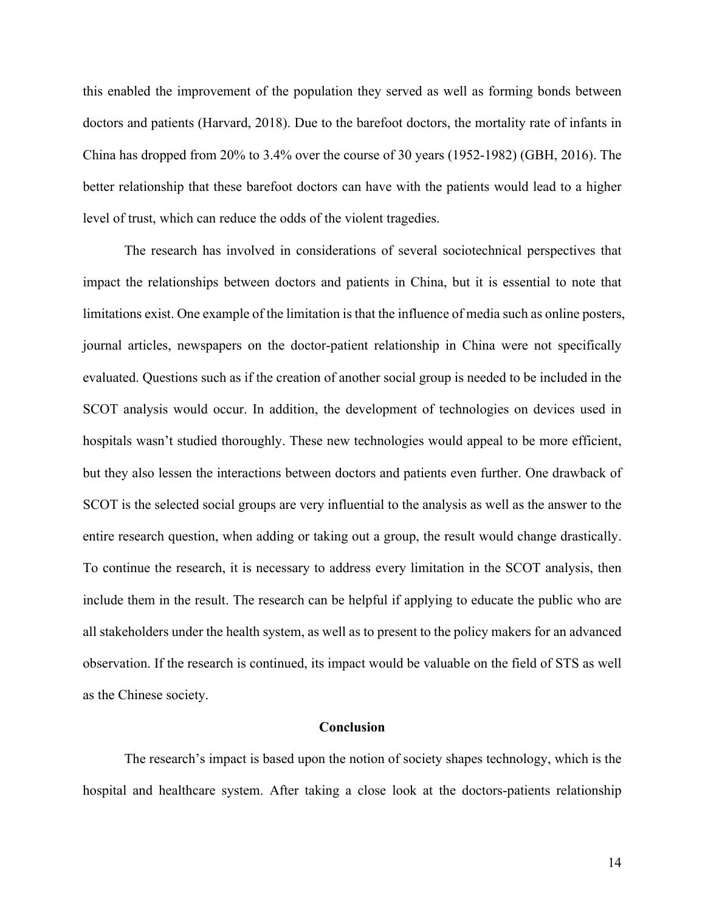this enabled the improvement of the population they served as well as forming bonds between doctors and patients (Harvard, 2018). Due to the barefoot doctors, the mortality rate of infants in China has dropped from 20% to 3.4% over the course of 30 years (1952-1982) (GBH, 2016). The better relationship that these barefoot doctors can have with the patients would lead to a higher level of trust, which can reduce the odds of the violent tragedies.

The research has involved in considerations of several sociotechnical perspectives that impact the relationships between doctors and patients in China, but it is essential to note that limitations exist. One example of the limitation is that the influence of media such as online posters, journal articles, newspapers on the doctor-patient relationship in China were not specifically evaluated. Questions such as if the creation of another social group is needed to be included in the SCOT analysis would occur. In addition, the development of technologies on devices used in hospitals wasn't studied thoroughly. These new technologies would appeal to be more efficient, but they also lessen the interactions between doctors and patients even further. One drawback of SCOT is the selected social groups are very influential to the analysis as well as the answer to the entire research question, when adding or taking out a group, the result would change drastically. To continue the research, it is necessary to address every limitation in the SCOT analysis, then include them in the result. The research can be helpful if applying to educate the public who are all stakeholders under the health system, as well as to present to the policy makers for an advanced observation. If the research is continued, its impact would be valuable on the field of STS as well as the Chinese society.

## Conclusion

The research's impact is based upon the notion of society shapes technology, which is the hospital and healthcare system. After taking a close look at the doctors-patients relationship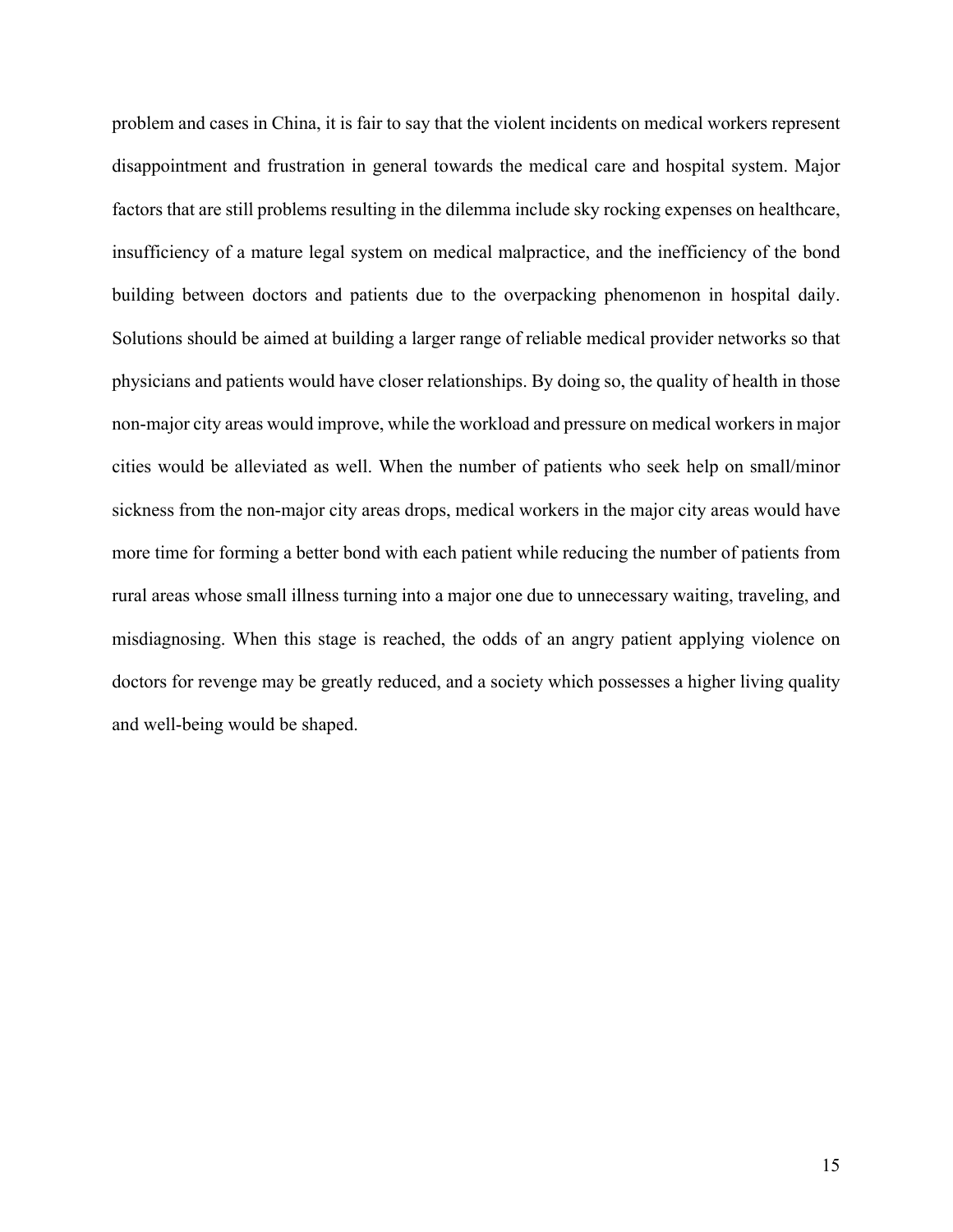problem and cases in China, it is fair to say that the violent incidents on medical workers represent disappointment and frustration in general towards the medical care and hospital system. Major factors that are still problems resulting in the dilemma include sky rocking expenses on healthcare, insufficiency of a mature legal system on medical malpractice, and the inefficiency of the bond building between doctors and patients due to the overpacking phenomenon in hospital daily. Solutions should be aimed at building a larger range of reliable medical provider networks so that physicians and patients would have closer relationships. By doing so, the quality of health in those non-major city areas would improve, while the workload and pressure on medical workers in major cities would be alleviated as well. When the number of patients who seek help on small/minor sickness from the non-major city areas drops, medical workers in the major city areas would have more time for forming a better bond with each patient while reducing the number of patients from rural areas whose small illness turning into a major one due to unnecessary waiting, traveling, and misdiagnosing. When this stage is reached, the odds of an angry patient applying violence on doctors for revenge may be greatly reduced, and a society which possesses a higher living quality and well-being would be shaped.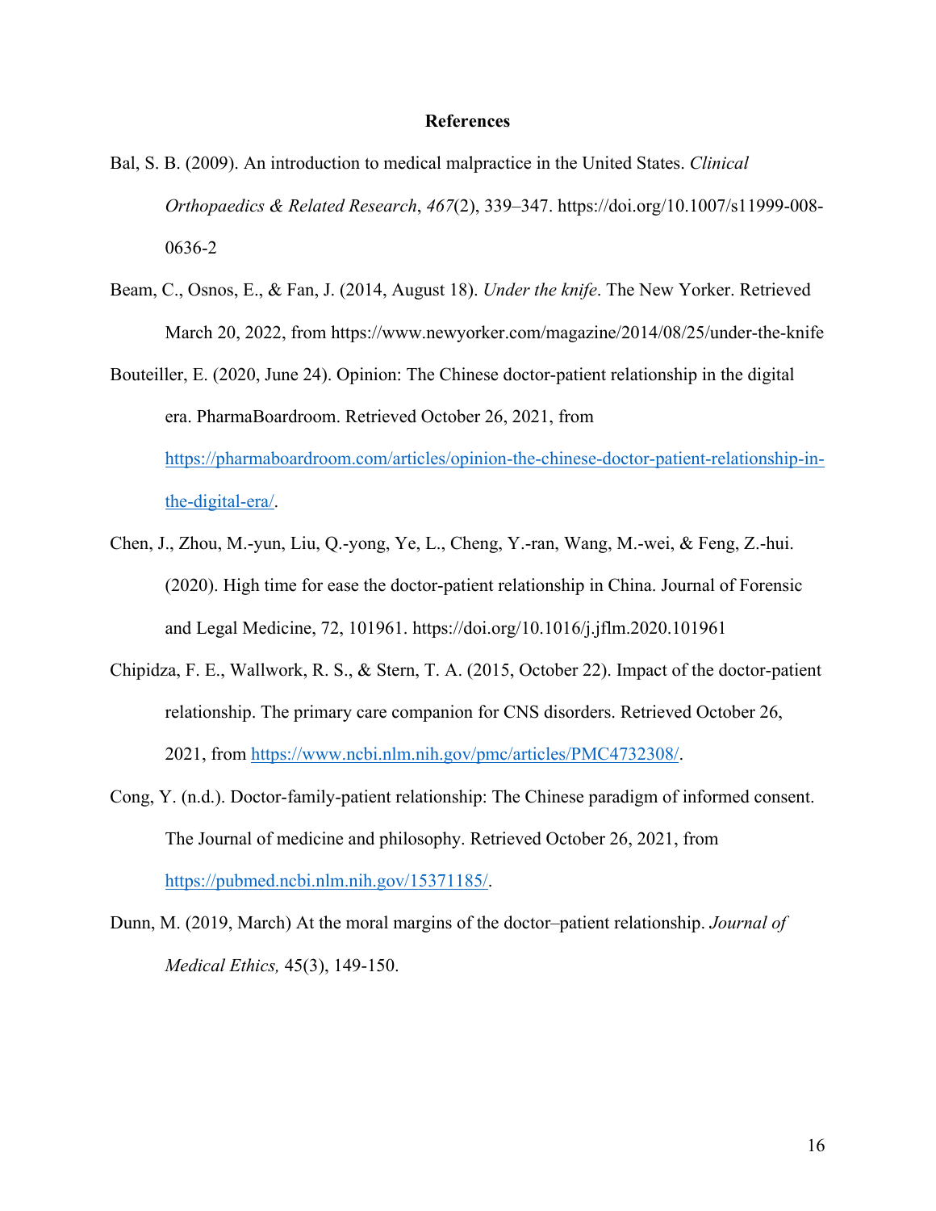# References

Bal, S. B. (2009). An introduction to medical malpractice in the United States. *Clinical Orthopaedics & Related Research*, *467*(2), 339–347. https://doi.org/10.1007/s11999-008-0636-2

Beam, C., Osnos, E., & Fan, J. (2014, August 18). *Under the knife*. The New Yorker. Retrieved March 20, 2022, from https://www.newyorker.com/magazine/2014/08/25/under-the-knife

Bouteiller, E. (2020, June 24). Opinion: The Chinese doctor-patient relationship in the digital era. PharmaBoardroom. Retrieved October 26, 2021, from https://pharmaboardroom.com/articles/opinion-the-chinese-doctor-patient-relationship-in-the-digital-era/.

Chen, J., Zhou, M.-yun, Liu, Q.-yong, Ye, L., Cheng, Y.-ran, Wang, M.-wei, & Feng, Z.-hui. (2020). High time for ease the doctor-patient relationship in China. Journal of Forensic and Legal Medicine, 72, 101961. https://doi.org/10.1016/j.jflm.2020.101961

Chipidza, F. E., Wallwork, R. S., & Stern, T. A. (2015, October 22). Impact of the doctor-patient relationship. The primary care companion for CNS disorders. Retrieved October 26, 2021, from https://www.ncbi.nlm.nih.gov/pmc/articles/PMC4732308/.

Cong, Y. (n.d.). Doctor-family-patient relationship: The Chinese paradigm of informed consent. The Journal of medicine and philosophy. Retrieved October 26, 2021, from https://pubmed.ncbi.nlm.nih.gov/15371185/.

Dunn, M. (2019, March) At the moral margins of the doctor–patient relationship. *Journal of Medical Ethics,* 45(3), 149-150.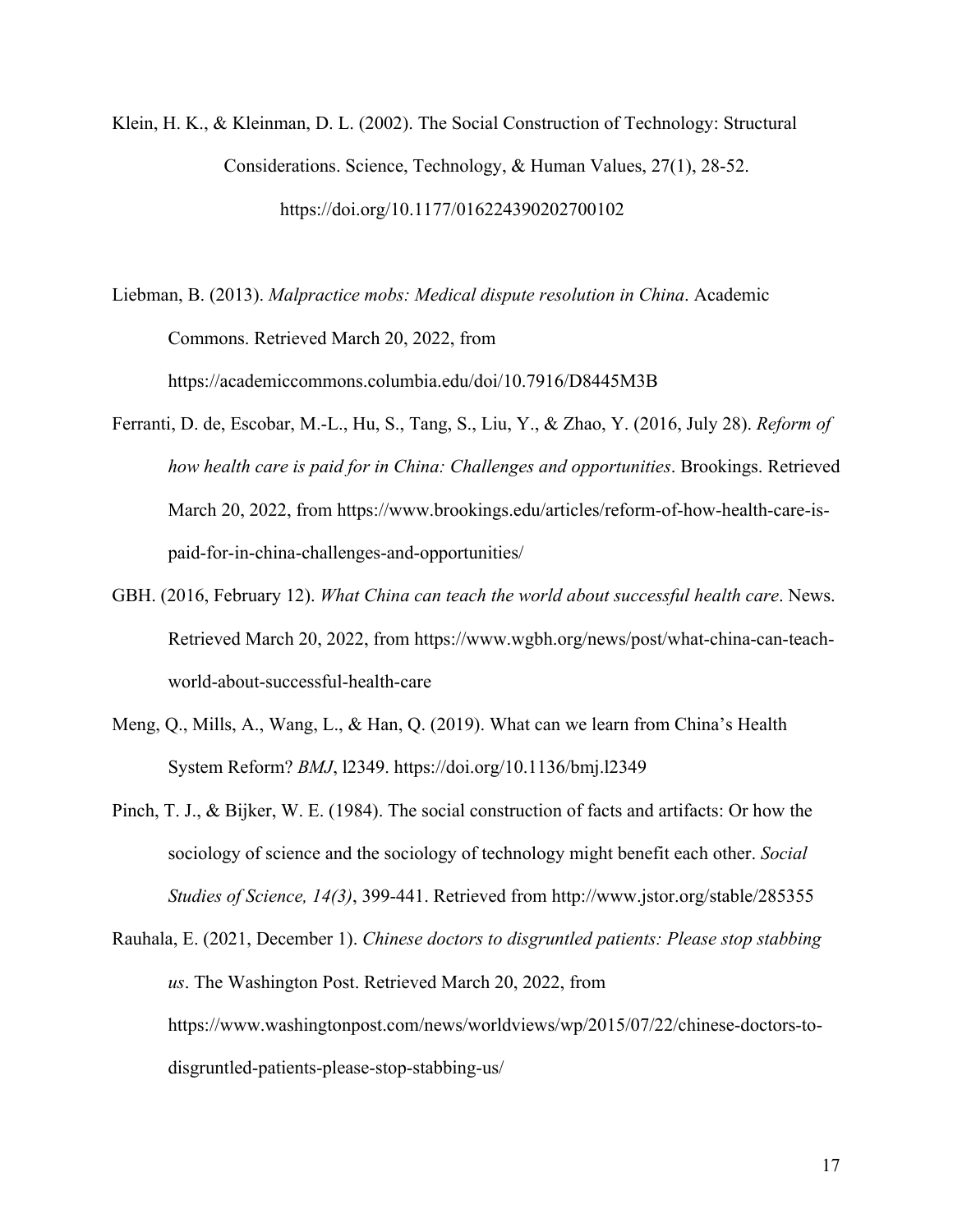Klein, H. K., & Kleinman, D. L. (2002). The Social Construction of Technology: Structural Considerations. Science, Technology, & Human Values, 27(1), 28-52. https://doi.org/10.1177/016224390202700102

Liebman, B. (2013). *Malpractice mobs: Medical dispute resolution in China*. Academic Commons. Retrieved March 20, 2022, from https://academiccommons.columbia.edu/doi/10.7916/D8445M3B

Ferranti, D. de, Escobar, M.-L., Hu, S., Tang, S., Liu, Y., & Zhao, Y. (2016, July 28). *Reform of how health care is paid for in China: Challenges and opportunities*. Brookings. Retrieved March 20, 2022, from https://www.brookings.edu/articles/reform-of-how-health-care-is-paid-for-in-china-challenges-and-opportunities/

GBH. (2016, February 12). *What China can teach the world about successful health care*. News. Retrieved March 20, 2022, from https://www.wgbh.org/news/post/what-china-can-teach-world-about-successful-health-care

Meng, Q., Mills, A., Wang, L., & Han, Q. (2019). What can we learn from China's Health System Reform? *BMJ*, l2349. https://doi.org/10.1136/bmj.l2349

Pinch, T. J., & Bijker, W. E. (1984). The social construction of facts and artifacts: Or how the sociology of science and the sociology of technology might benefit each other. *Social Studies of Science, 14(3)*, 399-441. Retrieved from http://www.jstor.org/stable/285355

Rauhala, E. (2021, December 1). *Chinese doctors to disgruntled patients: Please stop stabbing us*. The Washington Post. Retrieved March 20, 2022, from https://www.washingtonpost.com/news/worldviews/wp/2015/07/22/chinese-doctors-to-disgruntled-patients-please-stop-stabbing-us/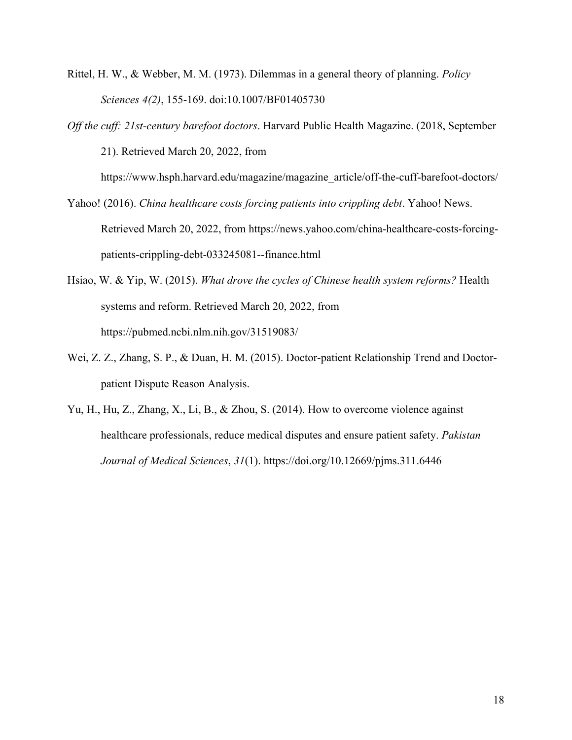Rittel, H. W., & Webber, M. M. (1973). Dilemmas in a general theory of planning. *Policy Sciences 4(2)*, 155-169. doi:10.1007/BF01405730

*Off the cuff: 21st-century barefoot doctors*. Harvard Public Health Magazine. (2018, September 21). Retrieved March 20, 2022, from https://www.hsph.harvard.edu/magazine/magazine_article/off-the-cuff-barefoot-doctors/

Yahoo! (2016). *China healthcare costs forcing patients into crippling debt*. Yahoo! News. Retrieved March 20, 2022, from https://news.yahoo.com/china-healthcare-costs-forcing-patients-crippling-debt-033245081--finance.html

Hsiao, W. & Yip, W. (2015). *What drove the cycles of Chinese health system reforms?* Health systems and reform. Retrieved March 20, 2022, from https://pubmed.ncbi.nlm.nih.gov/31519083/

Wei, Z. Z., Zhang, S. P., & Duan, H. M. (2015). Doctor-patient Relationship Trend and Doctor-patient Dispute Reason Analysis.

Yu, H., Hu, Z., Zhang, X., Li, B., & Zhou, S. (2014). How to overcome violence against healthcare professionals, reduce medical disputes and ensure patient safety. *Pakistan Journal of Medical Sciences*, *31*(1). https://doi.org/10.12669/pjms.311.6446